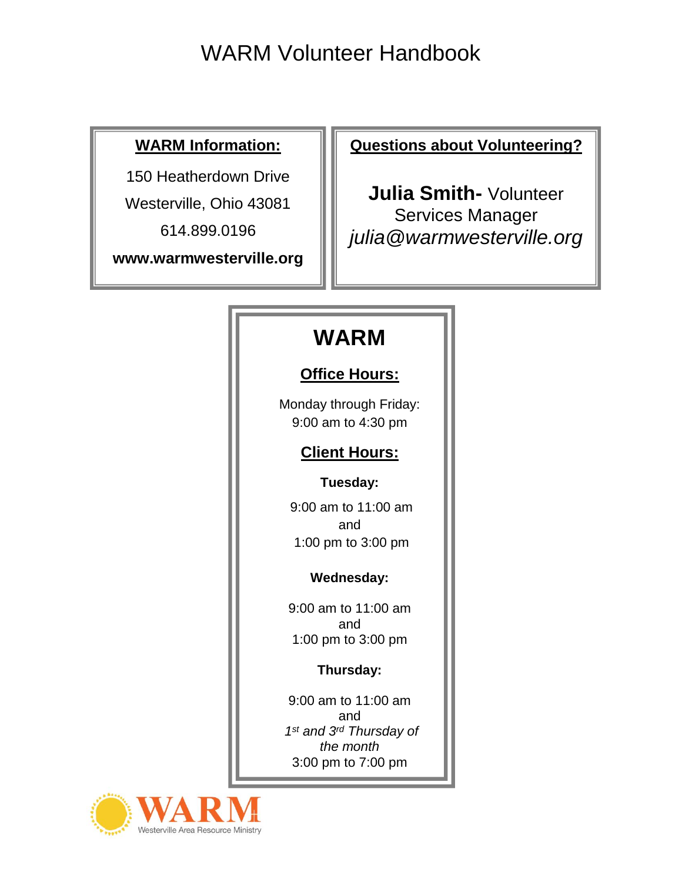# WARM Volunteer Handbook

**WARM Information:**

150 Heatherdown Drive

Westerville, Ohio 43081

614.899.0196

**www.warmwesterville.org**

**Questions about Volunteering?**

**Julia Smith-** Volunteer Services Manager

*julia@warmwesterville.org*

## WARM

**Office Hours:**

Monday through Friday:
9:00 am to 4:30 pm

**Client Hours:**

**Tuesday:**

9:00 am to 11:00 am
and
1:00 pm to 3:00 pm

**Wednesday:**

9:00 am to 11:00 am
and
1:00 pm to 3:00 pm

**Thursday:**

9:00 am to 11:00 am
and
*1st and 3rd Thursday of the month*
3:00 pm to 7:00 pm

WARM
Westerville Area Resource Ministry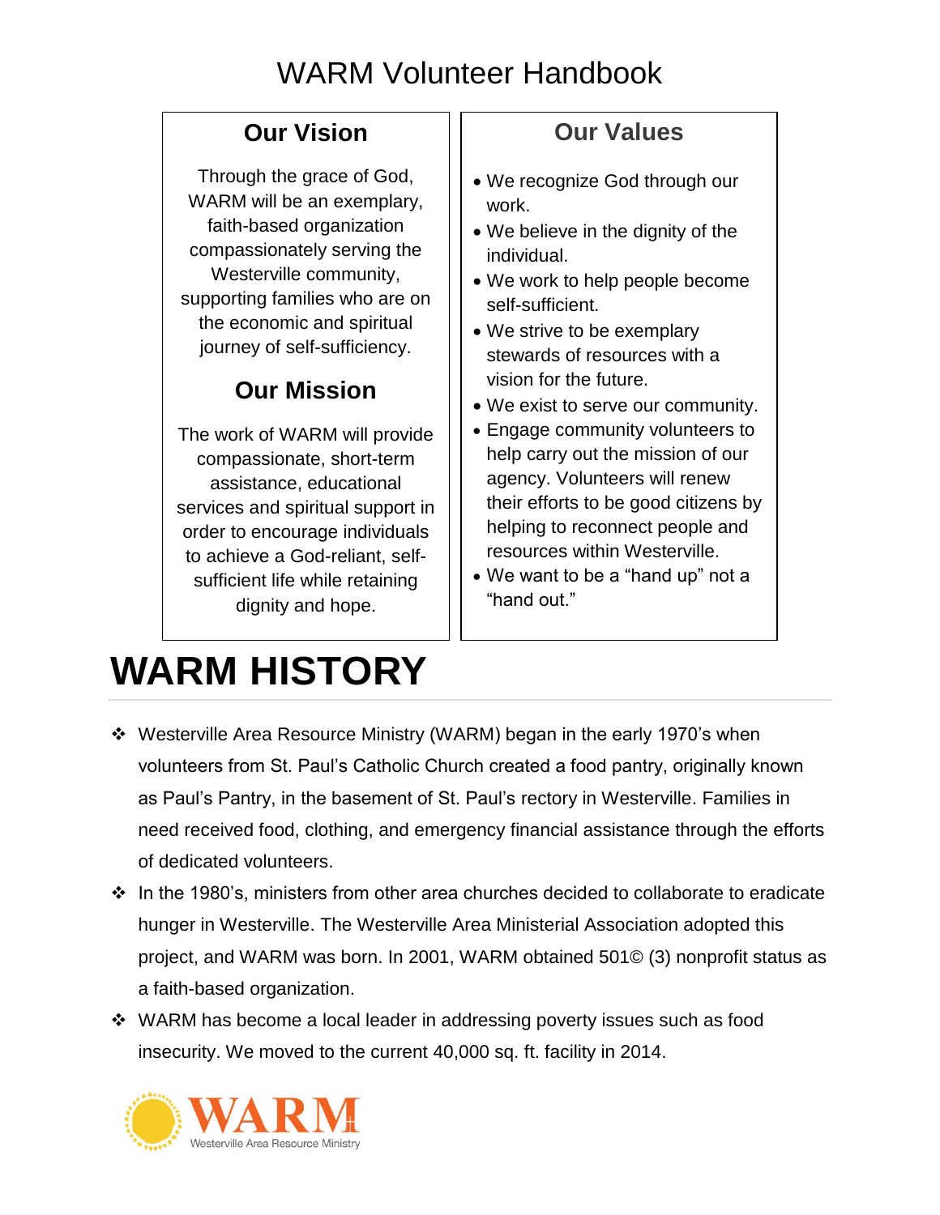# WARM Volunteer Handbook

## Our Vision

Through the grace of God, WARM will be an exemplary, faith-based organization compassionately serving the Westerville community, supporting families who are on the economic and spiritual journey of self-sufficiency.

## Our Mission

The work of WARM will provide compassionate, short-term assistance, educational services and spiritual support in order to encourage individuals to achieve a God-reliant, self-sufficient life while retaining dignity and hope.

## Our Values

- We recognize God through our work.
- We believe in the dignity of the individual.
- We work to help people become self-sufficient.
- We strive to be exemplary stewards of resources with a vision for the future.
- We exist to serve our community.
- Engage community volunteers to help carry out the mission of our agency. Volunteers will renew their efforts to be good citizens by helping to reconnect people and resources within Westerville.
- We want to be a "hand up" not a "hand out."

# WARM HISTORY

- Westerville Area Resource Ministry (WARM) began in the early 1970's when volunteers from St. Paul's Catholic Church created a food pantry, originally known as Paul's Pantry, in the basement of St. Paul's rectory in Westerville. Families in need received food, clothing, and emergency financial assistance through the efforts of dedicated volunteers.
- In the 1980's, ministers from other area churches decided to collaborate to eradicate hunger in Westerville. The Westerville Area Ministerial Association adopted this project, and WARM was born. In 2001, WARM obtained 501© (3) nonprofit status as a faith-based organization.
- WARM has become a local leader in addressing poverty issues such as food insecurity. We moved to the current 40,000 sq. ft. facility in 2014.

WARM
Westerville Area Resource Ministry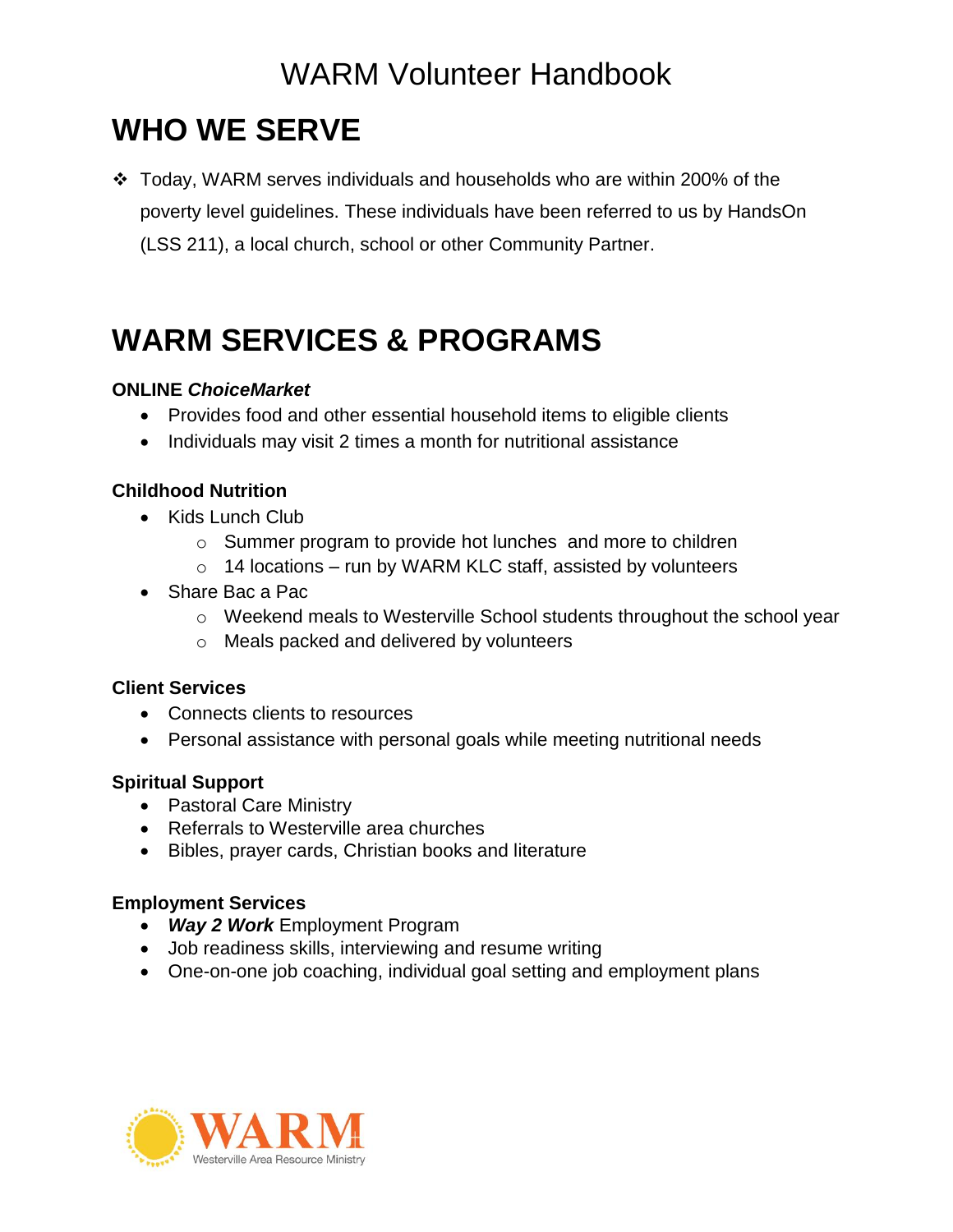# WARM Volunteer Handbook

## WHO WE SERVE

- Today, WARM serves individuals and households who are within 200% of the poverty level guidelines. These individuals have been referred to us by HandsOn (LSS 211), a local church, school or other Community Partner.

## WARM SERVICES & PROGRAMS

**ONLINE *ChoiceMarket***

- Provides food and other essential household items to eligible clients
- Individuals may visit 2 times a month for nutritional assistance

**Childhood Nutrition**

- Kids Lunch Club
  - Summer program to provide hot lunches and more to children
  - 14 locations – run by WARM KLC staff, assisted by volunteers
- Share Bac a Pac
  - Weekend meals to Westerville School students throughout the school year
  - Meals packed and delivered by volunteers

**Client Services**

- Connects clients to resources
- Personal assistance with personal goals while meeting nutritional needs

**Spiritual Support**

- Pastoral Care Ministry
- Referrals to Westerville area churches
- Bibles, prayer cards, Christian books and literature

**Employment Services**

- ***Way 2 Work*** Employment Program
- Job readiness skills, interviewing and resume writing
- One-on-one job coaching, individual goal setting and employment plans

WARM
Westerville Area Resource Ministry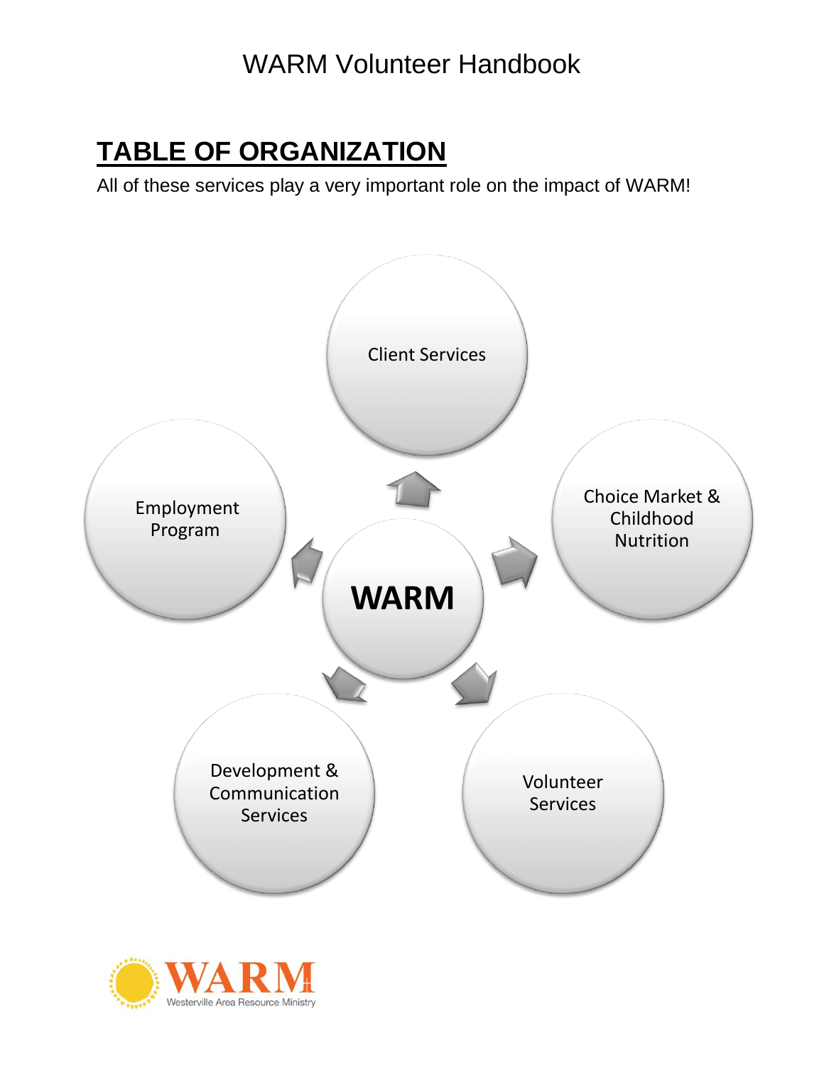## TABLE OF ORGANIZATION

All of these services play a very important role on the impact of WARM!

- **WARM**
  - Client Services
  - Choice Market & Childhood Nutrition
  - Volunteer Services
  - Development & Communication Services
  - Employment Program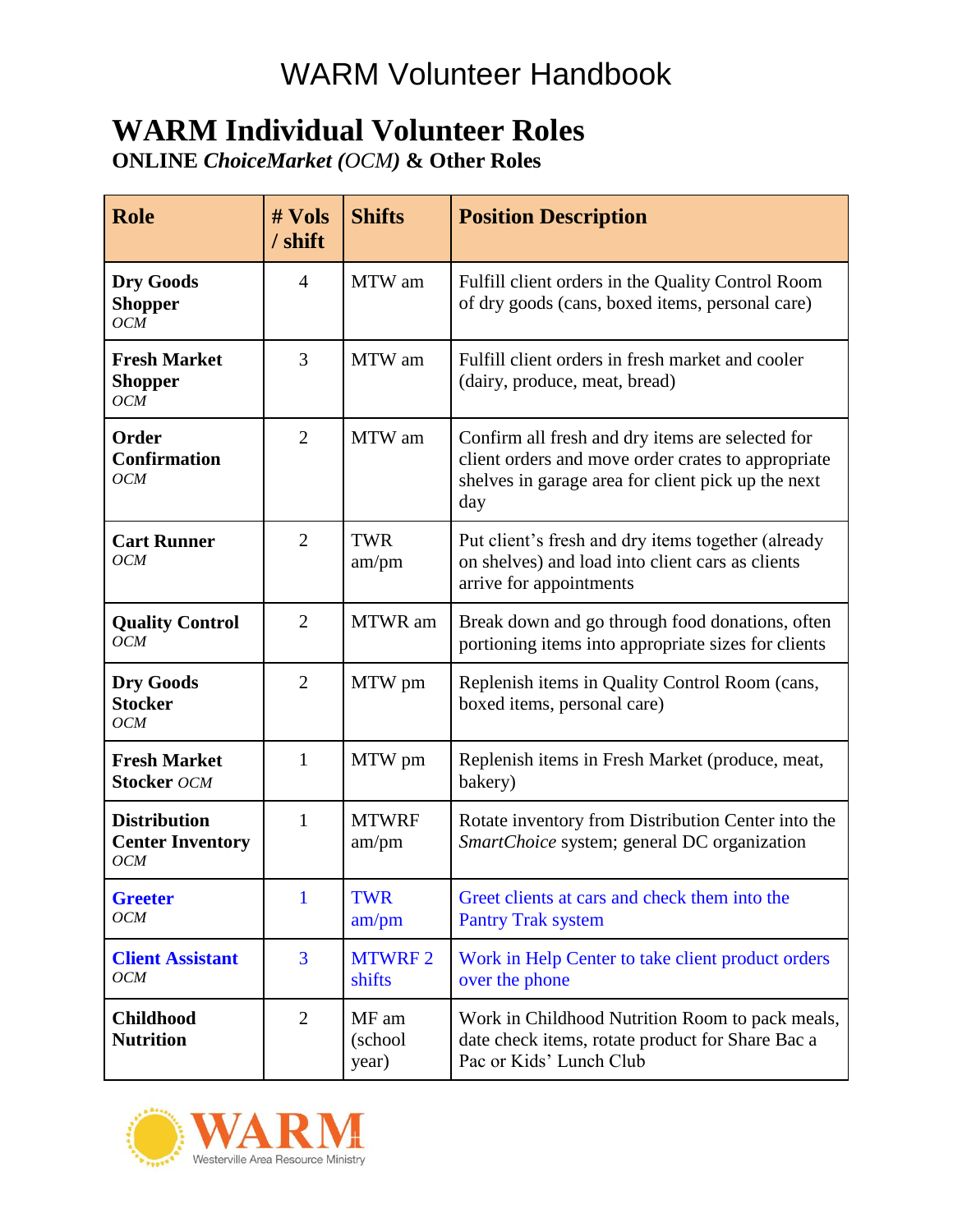# WARM Individual Volunteer Roles

**ONLINE *ChoiceMarket (OCM)* & Other Roles**

| Role | # Vols / shift | Shifts | Position Description |
|---|---|---|---|
| **Dry Goods Shopper** *OCM* | 4 | MTW am | Fulfill client orders in the Quality Control Room of dry goods (cans, boxed items, personal care) |
| **Fresh Market Shopper** *OCM* | 3 | MTW am | Fulfill client orders in fresh market and cooler (dairy, produce, meat, bread) |
| **Order Confirmation** *OCM* | 2 | MTW am | Confirm all fresh and dry items are selected for client orders and move order crates to appropriate shelves in garage area for client pick up the next day |
| **Cart Runner** *OCM* | 2 | TWR am/pm | Put client's fresh and dry items together (already on shelves) and load into client cars as clients arrive for appointments |
| **Quality Control** *OCM* | 2 | MTWR am | Break down and go through food donations, often portioning items into appropriate sizes for clients |
| **Dry Goods Stocker** *OCM* | 2 | MTW pm | Replenish items in Quality Control Room (cans, boxed items, personal care) |
| **Fresh Market Stocker** *OCM* | 1 | MTW pm | Replenish items in Fresh Market (produce, meat, bakery) |
| **Distribution Center Inventory** *OCM* | 1 | MTWRF am/pm | Rotate inventory from Distribution Center into the *SmartChoice* system; general DC organization |
| **Greeter** *OCM* | 1 | TWR am/pm | Greet clients at cars and check them into the Pantry Trak system |
| **Client Assistant** *OCM* | 3 | MTWRF 2 shifts | Work in Help Center to take client product orders over the phone |
| **Childhood Nutrition** | 2 | MF am (school year) | Work in Childhood Nutrition Room to pack meals, date check items, rotate product for Share Bac a Pac or Kids' Lunch Club |

WARM
Westerville Area Resource Ministry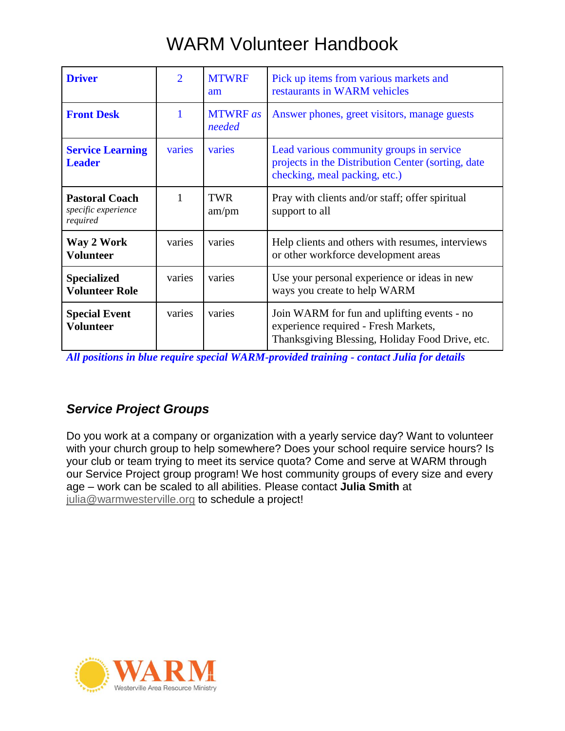# WARM Volunteer Handbook

| | | | |
|---|---|---|---|
| **Driver** | 2 | MTWRF am | Pick up items from various markets and restaurants in WARM vehicles |
| **Front Desk** | 1 | MTWRF *as needed* | Answer phones, greet visitors, manage guests |
| **Service Learning Leader** | varies | varies | Lead various community groups in service projects in the Distribution Center (sorting, date checking, meal packing, etc.) |
| **Pastoral Coach** *specific experience required* | 1 | TWR am/pm | Pray with clients and/or staff; offer spiritual support to all |
| **Way 2 Work Volunteer** | varies | varies | Help clients and others with resumes, interviews or other workforce development areas |
| **Specialized Volunteer Role** | varies | varies | Use your personal experience or ideas in new ways you create to help WARM |
| **Special Event Volunteer** | varies | varies | Join WARM for fun and uplifting events - no experience required - Fresh Markets, Thanksgiving Blessing, Holiday Food Drive, etc. |

***All positions in blue require special WARM-provided training - contact Julia for details***

### *Service Project Groups*

Do you work at a company or organization with a yearly service day? Want to volunteer with your church group to help somewhere? Does your school require service hours? Is your club or team trying to meet its service quota? Come and serve at WARM through our Service Project group program! We host community groups of every size and every age – work can be scaled to all abilities. Please contact **Julia Smith** at julia@warmwesterville.org to schedule a project!

WARM
Westerville Area Resource Ministry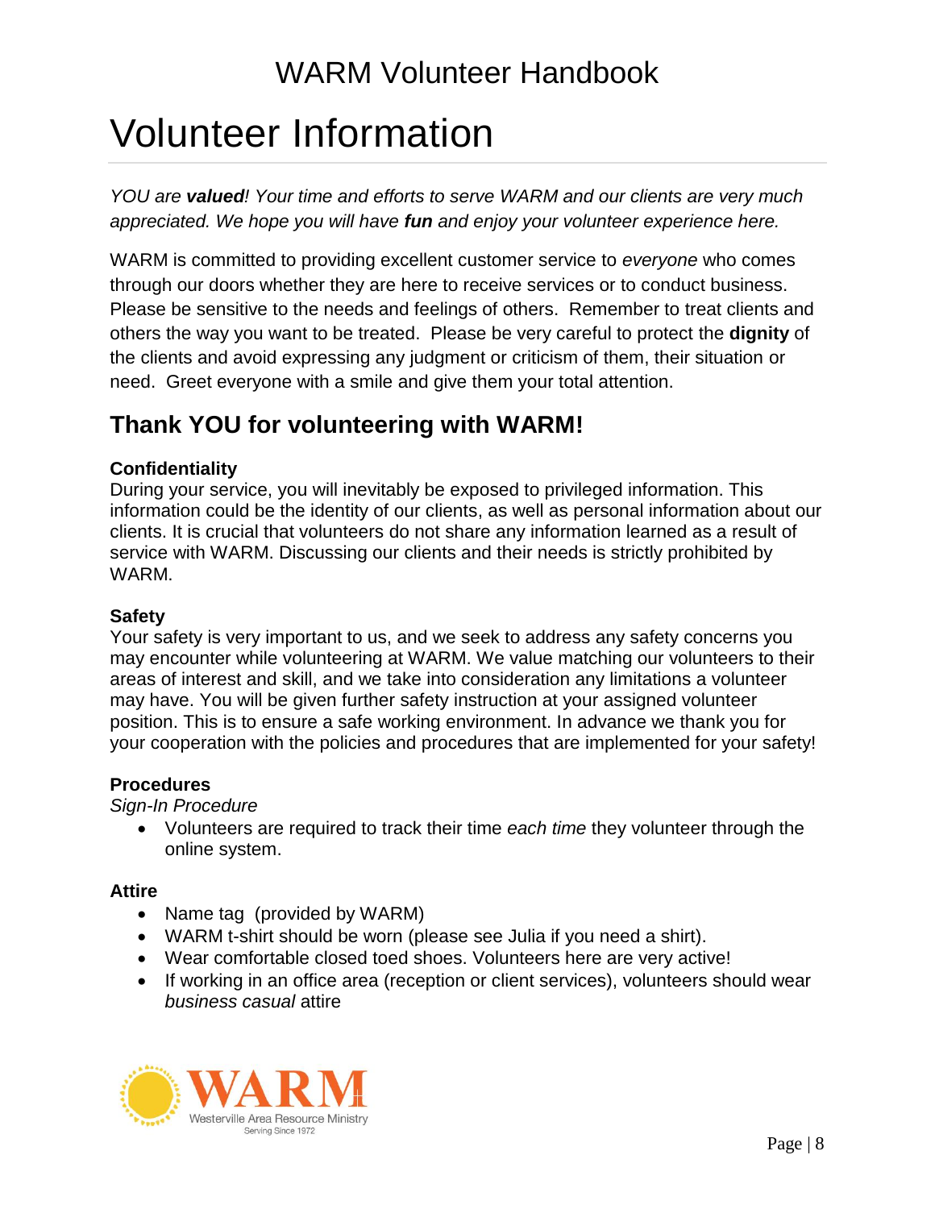# Volunteer Information

*YOU are **valued**! Your time and efforts to serve WARM and our clients are very much appreciated. We hope you will have **fun** and enjoy your volunteer experience here.*

WARM is committed to providing excellent customer service to *everyone* who comes through our doors whether they are here to receive services or to conduct business. Please be sensitive to the needs and feelings of others. Remember to treat clients and others the way you want to be treated. Please be very careful to protect the **dignity** of the clients and avoid expressing any judgment or criticism of them, their situation or need. Greet everyone with a smile and give them your total attention.

## Thank YOU for volunteering with WARM!

### Confidentiality

During your service, you will inevitably be exposed to privileged information. This information could be the identity of our clients, as well as personal information about our clients. It is crucial that volunteers do not share any information learned as a result of service with WARM. Discussing our clients and their needs is strictly prohibited by WARM.

### Safety

Your safety is very important to us, and we seek to address any safety concerns you may encounter while volunteering at WARM. We value matching our volunteers to their areas of interest and skill, and we take into consideration any limitations a volunteer may have. You will be given further safety instruction at your assigned volunteer position. This is to ensure a safe working environment. In advance we thank you for your cooperation with the policies and procedures that are implemented for your safety!

### Procedures

*Sign-In Procedure*

- Volunteers are required to track their time *each time* they volunteer through the online system.

### Attire

- Name tag (provided by WARM)
- WARM t-shirt should be worn (please see Julia if you need a shirt).
- Wear comfortable closed toed shoes. Volunteers here are very active!
- If working in an office area (reception or client services), volunteers should wear *business casual* attire

WARM
Westerville Area Resource Ministry
Serving Since 1972